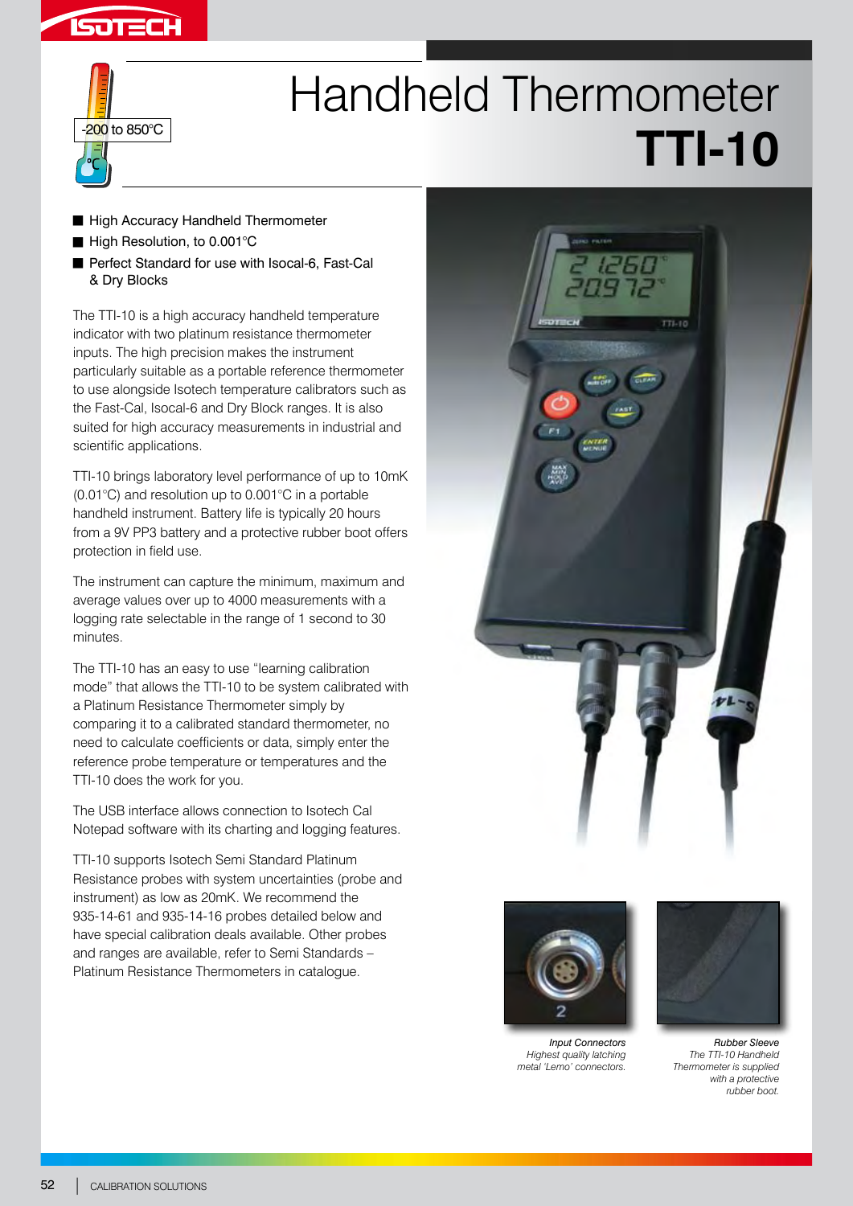-200 to 850°C

# Handheld Thermometer **TTI-10**

- High Accuracy Handheld Thermometer
- High Resolution, to 0.001°C
- Perfect Standard for use with Isocal-6, Fast-Cal & Dry Blocks

The TTI-10 is a high accuracy handheld temperature indicator with two platinum resistance thermometer inputs. The high precision makes the instrument particularly suitable as a portable reference thermometer to use alongside Isotech temperature calibrators such as the Fast-Cal, Isocal-6 and Dry Block ranges. It is also suited for high accuracy measurements in industrial and scientific applications.

TTI-10 brings laboratory level performance of up to 10mK (0.01°C) and resolution up to 0.001°C in a portable handheld instrument. Battery life is typically 20 hours from a 9V PP3 battery and a protective rubber boot offers protection in field use.

The instrument can capture the minimum, maximum and average values over up to 4000 measurements with a logging rate selectable in the range of 1 second to 30 minutes.

The TTI-10 has an easy to use "learning calibration mode" that allows the TTI-10 to be system calibrated with a Platinum Resistance Thermometer simply by comparing it to a calibrated standard thermometer, no need to calculate coefficients or data, simply enter the reference probe temperature or temperatures and the TTI-10 does the work for you.

The USB interface allows connection to Isotech Cal Notepad software with its charting and logging features.

TTI-10 supports Isotech Semi Standard Platinum Resistance probes with system uncertainties (probe and instrument) as low as 20mK. We recommend the 935-14-61 and 935-14-16 probes detailed below and have special calibration deals available. Other probes and ranges are available, refer to Semi Standards – Platinum Resistance Thermometers in catalogue.

*Input Connectors*
*Highest quality latching metal 'Lemo' connectors.*

*Rubber Sleeve*
*The TTI-10 Handheld Thermometer is supplied with a protective rubber boot.*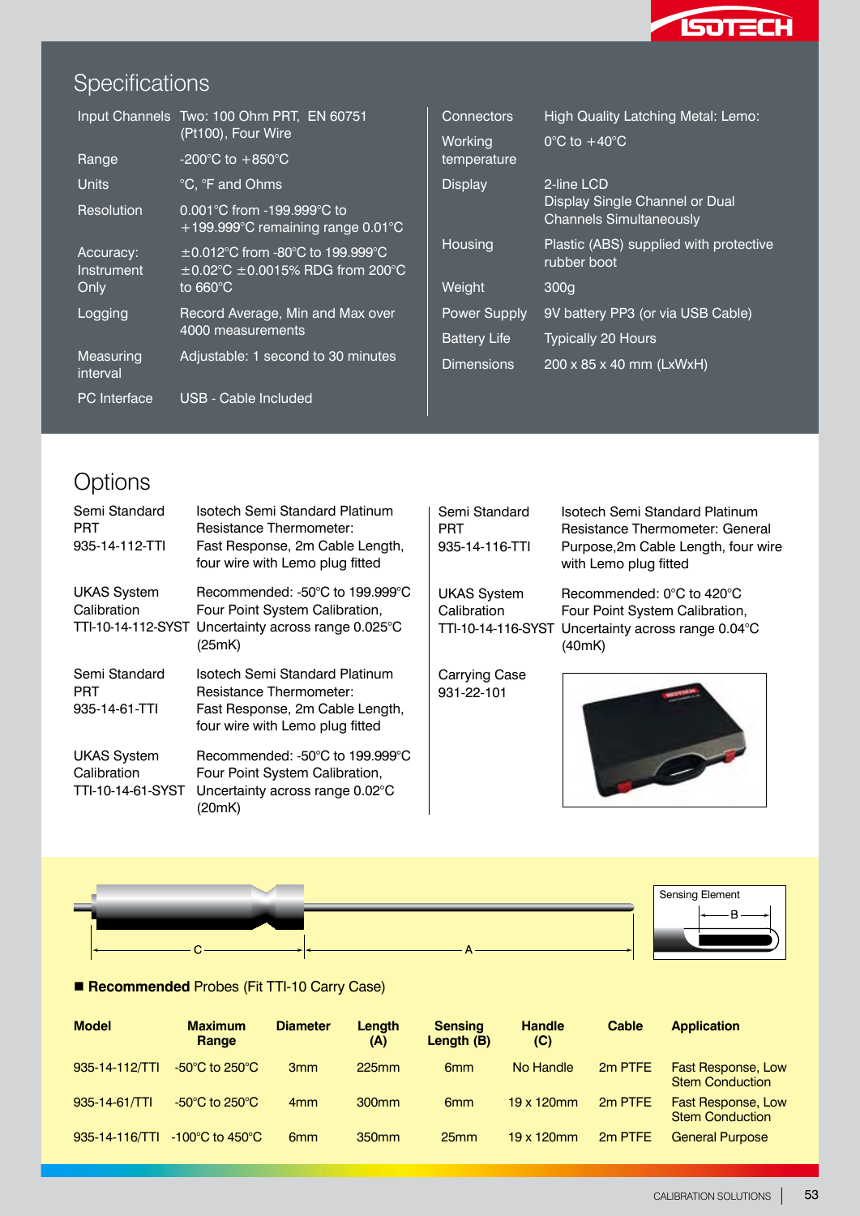## Specifications

| | |
|---|---|
| Input Channels | Two: 100 Ohm PRT, EN 60751 (Pt100), Four Wire |
| Range | -200°C to +850°C |
| Units | °C, °F and Ohms |
| Resolution | 0.001°C from -199.999°C to +199.999°C remaining range 0.01°C |
| Accuracy: Instrument Only | ±0.012°C from -80°C to 199.999°C<br>±0.02°C ±0.0015% RDG from 200°C to 660°C |
| Logging | Record Average, Min and Max over 4000 measurements |
| Measuring interval | Adjustable: 1 second to 30 minutes |
| PC Interface | USB - Cable Included |
| Connectors | High Quality Latching Metal: Lemo: |
| Working temperature | 0°C to +40°C |
| Display | 2-line LCD<br>Display Single Channel or Dual Channels Simultaneously |
| Housing | Plastic (ABS) supplied with protective rubber boot |
| Weight | 300g |
| Power Supply | 9V battery PP3 (or via USB Cable) |
| Battery Life | Typically 20 Hours |
| Dimensions | 200 x 85 x 40 mm (LxWxH) |

## Options

| | |
|---|---|
| Semi Standard PRT<br>935-14-112-TTI | Isotech Semi Standard Platinum Resistance Thermometer: Fast Response, 2m Cable Length, four wire with Lemo plug fitted |
| UKAS System Calibration<br>TTI-10-14-112-SYST | Recommended: -50°C to 199.999°C Four Point System Calibration, Uncertainty across range 0.025°C (25mK) |
| Semi Standard PRT<br>935-14-61-TTI | Isotech Semi Standard Platinum Resistance Thermometer: Fast Response, 2m Cable Length, four wire with Lemo plug fitted |
| UKAS System Calibration<br>TTI-10-14-61-SYST | Recommended: -50°C to 199.999°C Four Point System Calibration, Uncertainty across range 0.02°C (20mK) |
| Semi Standard PRT<br>935-14-116-TTI | Isotech Semi Standard Platinum Resistance Thermometer: General Purpose,2m Cable Length, four wire with Lemo plug fitted |
| UKAS System Calibration<br>TTI-10-14-116-SYST | Recommended: 0°C to 420°C Four Point System Calibration, Uncertainty across range 0.04°C (40mK) |
| Carrying Case<br>931-22-101 | |

Sensing Element

B

C

A

■ **Recommended** Probes (Fit TTI-10 Carry Case)

| Model | Maximum Range | Diameter | Length (A) | Sensing Length (B) | Handle (C) | Cable | Application |
|---|---|---|---|---|---|---|---|
| 935-14-112/TTI | -50°C to 250°C | 3mm | 225mm | 6mm | No Handle | 2m PTFE | Fast Response, Low Stem Conduction |
| 935-14-61/TTI | -50°C to 250°C | 4mm | 300mm | 6mm | 19 x 120mm | 2m PTFE | Fast Response, Low Stem Conduction |
| 935-14-116/TTI | -100°C to 450°C | 6mm | 350mm | 25mm | 19 x 120mm | 2m PTFE | General Purpose |